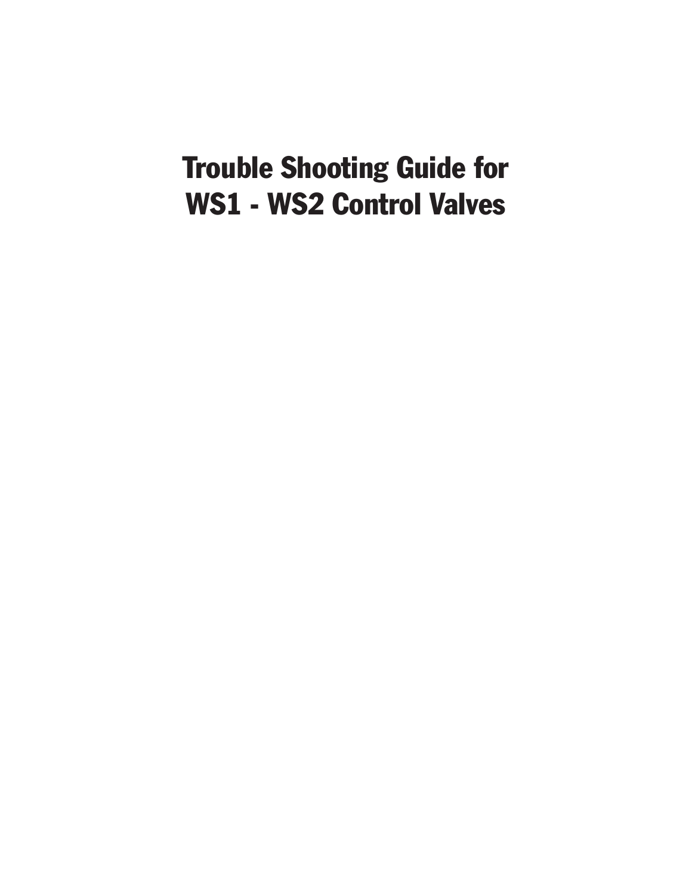# Trouble Shooting Guide for WS1 - WS2 Control Valves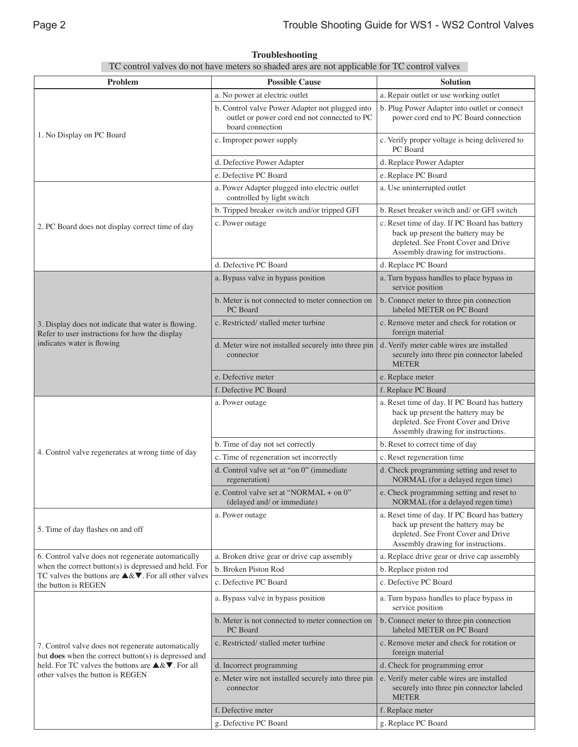## Troubleshooting

TC control valves do not have meters so shaded ares are not applicable for TC control valves

| Problem | Possible Cause | Solution |
|---|---|---|
| 1. No Display on PC Board | a. No power at electric outlet | a. Repair outlet or use working outlet |
| | b. Control valve Power Adapter not plugged into outlet or power cord end not connected to PC board connection | b. Plug Power Adapter into outlet or connect power cord end to PC Board connection |
| | c. Improper power supply | c. Verify proper voltage is being delivered to PC Board |
| | d. Defective Power Adapter | d. Replace Power Adapter |
| | e. Defective PC Board | e. Replace PC Board |
| 2. PC Board does not display correct time of day | a. Power Adapter plugged into electric outlet controlled by light switch | a. Use uninterrupted outlet |
| | b. Tripped breaker switch and/or tripped GFI | b. Reset breaker switch and/ or GFI switch |
| | c. Power outage | c. Reset time of day. If PC Board has battery back up present the battery may be depleted. See Front Cover and Drive Assembly drawing for instructions. |
| | d. Defective PC Board | d. Replace PC Board |
| 3. Display does not indicate that water is flowing. Refer to user instructions for how the display indicates water is flowing | a. Bypass valve in bypass position | a. Turn bypass handles to place bypass in service position |
| | b. Meter is not connected to meter connection on PC Board | b. Connect meter to three pin connection labeled METER on PC Board |
| | c. Restricted/ stalled meter turbine | c. Remove meter and check for rotation or foreign material |
| | d. Meter wire not installed securely into three pin connector | d. Verify meter cable wires are installed securely into three pin connector labeled METER |
| | e. Defective meter | e. Replace meter |
| | f. Defective PC Board | f. Replace PC Board |
| 4. Control valve regenerates at wrong time of day | a. Power outage | a. Reset time of day. If PC Board has battery back up present the battery may be depleted. See Front Cover and Drive Assembly drawing for instructions. |
| | b. Time of day not set correctly | b. Reset to correct time of day |
| | c. Time of regeneration set incorrectly | c. Reset regeneration time |
| | d. Control valve set at "on 0" (immediate regeneration) | d. Check programming setting and reset to NORMAL (for a delayed regen time) |
| | e. Control valve set at "NORMAL + on 0" (delayed and/ or immediate) | e. Check programming setting and reset to NORMAL (for a delayed regen time) |
| 5. Time of day flashes on and off | a. Power outage | a. Reset time of day. If PC Board has battery back up present the battery may be depleted. See Front Cover and Drive Assembly drawing for instructions. |
| 6. Control valve does not regenerate automatically when the correct button(s) is depressed and held. For TC valves the buttons are ▲&▼. For all other valves the button is REGEN | a. Broken drive gear or drive cap assembly | a. Replace drive gear or drive cap assembly |
| | b. Broken Piston Rod | b. Replace piston rod |
| | c. Defective PC Board | c. Defective PC Board |
| 7. Control valve does not regenerate automatically but **does** when the correct button(s) is depressed and held. For TC valves the buttons are ▲&▼. For all other valves the button is REGEN | a. Bypass valve in bypass position | a. Turn bypass handles to place bypass in service position |
| | b. Meter is not connected to meter connection on PC Board | b. Connect meter to three pin connection labeled METER on PC Board |
| | c. Restricted/ stalled meter turbine | c. Remove meter and check for rotation or foreign material |
| | d. Incorrect programming | d. Check for programming error |
| | e. Meter wire not installed securely into three pin connector | e. Verify meter cable wires are installed securely into three pin connector labeled METER |
| | f. Defective meter | f. Replace meter |
| | g. Defective PC Board | g. Replace PC Board |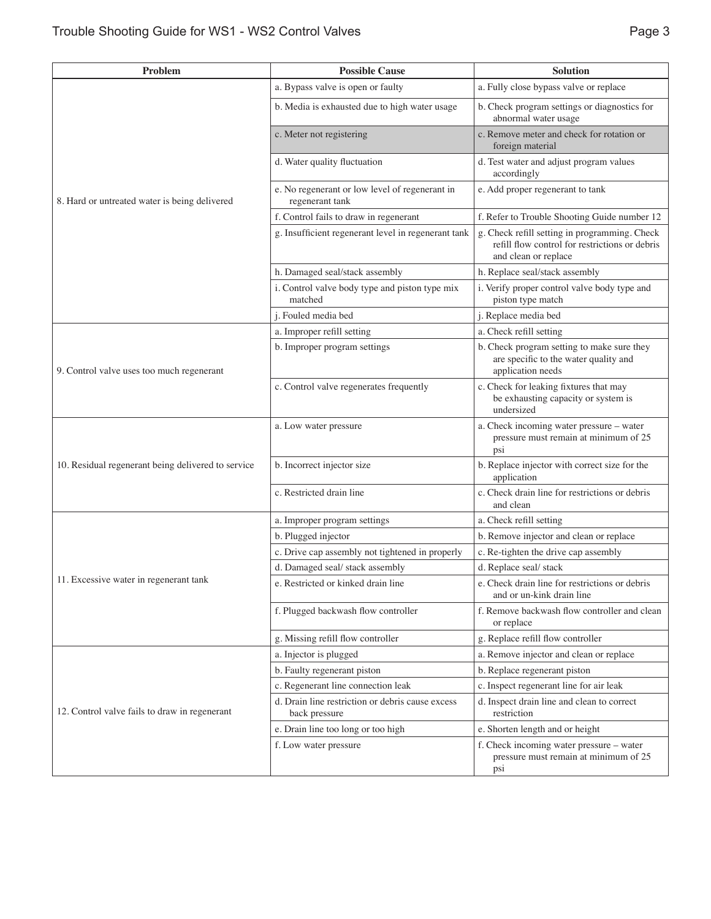| Problem | Possible Cause | Solution |
|---|---|---|
| 8. Hard or untreated water is being delivered | a. Bypass valve is open or faulty | a. Fully close bypass valve or replace |
| | b. Media is exhausted due to high water usage | b. Check program settings or diagnostics for abnormal water usage |
| | c. Meter not registering | c. Remove meter and check for rotation or foreign material |
| | d. Water quality fluctuation | d. Test water and adjust program values accordingly |
| | e. No regenerant or low level of regenerant in regenerant tank | e. Add proper regenerant to tank |
| | f. Control fails to draw in regenerant | f. Refer to Trouble Shooting Guide number 12 |
| | g. Insufficient regenerant level in regenerant tank | g. Check refill setting in programming. Check refill flow control for restrictions or debris and clean or replace |
| | h. Damaged seal/stack assembly | h. Replace seal/stack assembly |
| | i. Control valve body type and piston type mix matched | i. Verify proper control valve body type and piston type match |
| | j. Fouled media bed | j. Replace media bed |
| 9. Control valve uses too much regenerant | a. Improper refill setting | a. Check refill setting |
| | b. Improper program settings | b. Check program setting to make sure they are specific to the water quality and application needs |
| | c. Control valve regenerates frequently | c. Check for leaking fixtures that may be exhausting capacity or system is undersized |
| 10. Residual regenerant being delivered to service | a. Low water pressure | a. Check incoming water pressure – water pressure must remain at minimum of 25 psi |
| | b. Incorrect injector size | b. Replace injector with correct size for the application |
| | c. Restricted drain line | c. Check drain line for restrictions or debris and clean |
| 11. Excessive water in regenerant tank | a. Improper program settings | a. Check refill setting |
| | b. Plugged injector | b. Remove injector and clean or replace |
| | c. Drive cap assembly not tightened in properly | c. Re-tighten the drive cap assembly |
| | d. Damaged seal/ stack assembly | d. Replace seal/ stack |
| | e. Restricted or kinked drain line | e. Check drain line for restrictions or debris and or un-kink drain line |
| | f. Plugged backwash flow controller | f. Remove backwash flow controller and clean or replace |
| | g. Missing refill flow controller | g. Replace refill flow controller |
| 12. Control valve fails to draw in regenerant | a. Injector is plugged | a. Remove injector and clean or replace |
| | b. Faulty regenerant piston | b. Replace regenerant piston |
| | c. Regenerant line connection leak | c. Inspect regenerant line for air leak |
| | d. Drain line restriction or debris cause excess back pressure | d. Inspect drain line and clean to correct restriction |
| | e. Drain line too long or too high | e. Shorten length and or height |
| | f. Low water pressure | f. Check incoming water pressure – water pressure must remain at minimum of 25 psi |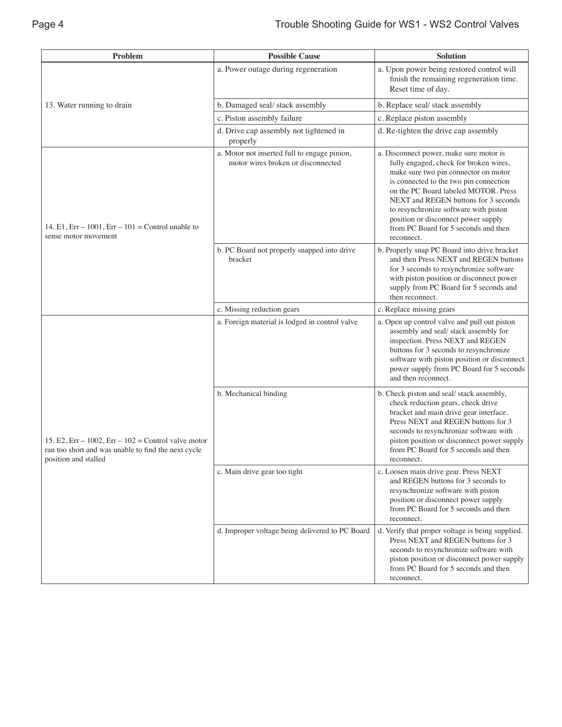| Problem | Possible Cause | Solution |
|---|---|---|
| 13. Water running to drain | a. Power outage during regeneration | a. Upon power being restored control will finish the remaining regeneration time. Reset time of day. |
| | b. Damaged seal/ stack assembly | b. Replace seal/ stack assembly |
| | c. Piston assembly failure | c. Replace piston assembly |
| | d. Drive cap assembly not tightened in properly | d. Re-tighten the drive cap assembly |
| 14. E1, Err – 1001, Err – 101 = Control unable to sense motor movement | a. Motor not inserted full to engage pinion, motor wires broken or disconnected | a. Disconnect power, make sure motor is fully engaged, check for broken wires, make sure two pin connector on motor is connected to the two pin connection on the PC Board labeled MOTOR. Press NEXT and REGEN buttons for 3 seconds to resynchronize software with piston position or disconnect power supply from PC Board for 5 seconds and then reconnect. |
| | b. PC Board not properly snapped into drive bracket | b. Properly snap PC Board into drive bracket and then Press NEXT and REGEN buttons for 3 seconds to resynchronize software with piston position or disconnect power supply from PC Board for 5 seconds and then reconnect. |
| | c. Missing reduction gears | c. Replace missing gears |
| 15. E2, Err – 1002, Err – 102 = Control valve motor ran too short and was unable to find the next cycle position and stalled | a. Foreign material is lodged in control valve | a. Open up control valve and pull out piston assembly and seal/ stack assembly for inspection. Press NEXT and REGEN buttons for 3 seconds to resynchronize software with piston position or disconnect power supply from PC Board for 5 seconds and then reconnect. |
| | b. Mechanical binding | b. Check piston and seal/ stack assembly, check reduction gears, check drive bracket and main drive gear interface. Press NEXT and REGEN buttons for 3 seconds to resynchronize software with piston position or disconnect power supply from PC Board for 5 seconds and then reconnect. |
| | c. Main drive gear too tight | c. Loosen main drive gear. Press NEXT and REGEN buttons for 3 seconds to resynchronize software with piston position or disconnect power supply from PC Board for 5 seconds and then reconnect. |
| | d. Improper voltage being delivered to PC Board | d. Verify that proper voltage is being supplied. Press NEXT and REGEN buttons for 3 seconds to resynchronize software with piston position or disconnect power supply from PC Board for 5 seconds and then reconnect. |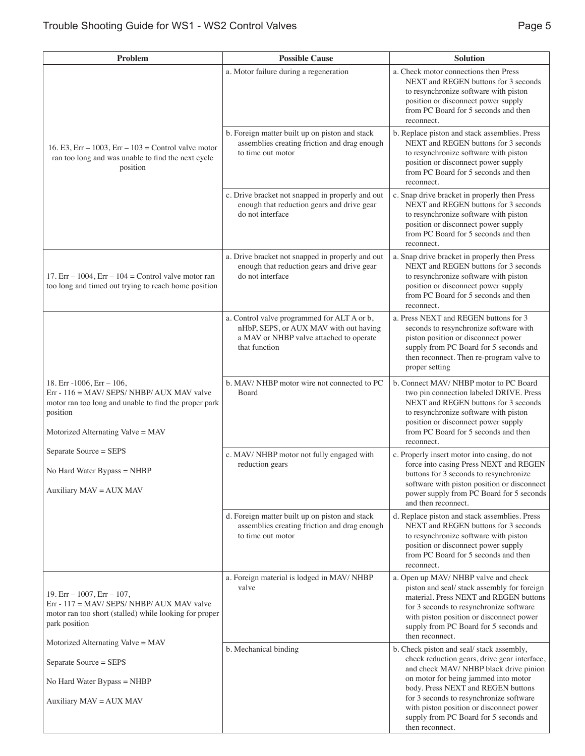| Problem | Possible Cause | Solution |
|---|---|---|
| 16. E3, Err – 1003, Err – 103 = Control valve motor ran too long and was unable to find the next cycle position | a. Motor failure during a regeneration | a. Check motor connections then Press NEXT and REGEN buttons for 3 seconds to resynchronize software with piston position or disconnect power supply from PC Board for 5 seconds and then reconnect. |
| | b. Foreign matter built up on piston and stack assemblies creating friction and drag enough to time out motor | b. Replace piston and stack assemblies. Press NEXT and REGEN buttons for 3 seconds to resynchronize software with piston position or disconnect power supply from PC Board for 5 seconds and then reconnect. |
| | c. Drive bracket not snapped in properly and out enough that reduction gears and drive gear do not interface | c. Snap drive bracket in properly then Press NEXT and REGEN buttons for 3 seconds to resynchronize software with piston position or disconnect power supply from PC Board for 5 seconds and then reconnect. |
| 17. Err – 1004, Err – 104 = Control valve motor ran too long and timed out trying to reach home position | a. Drive bracket not snapped in properly and out enough that reduction gears and drive gear do not interface | a. Snap drive bracket in properly then Press NEXT and REGEN buttons for 3 seconds to resynchronize software with piston position or disconnect power supply from PC Board for 5 seconds and then reconnect. |
| 18. Err -1006, Err – 106, Err - 116 = MAV/ SEPS/ NHBP/ AUX MAV valve motor ran too long and unable to find the proper park position<br><br>Motorized Alternating Valve = MAV<br><br>Separate Source = SEPS<br><br>No Hard Water Bypass = NHBP<br><br>Auxiliary MAV = AUX MAV | a. Control valve programmed for ALT A or b, nHbP, SEPS, or AUX MAV with out having a MAV or NHBP valve attached to operate that function | a. Press NEXT and REGEN buttons for 3 seconds to resynchronize software with piston position or disconnect power supply from PC Board for 5 seconds and then reconnect. Then re-program valve to proper setting |
| | b. MAV/ NHBP motor wire not connected to PC Board | b. Connect MAV/ NHBP motor to PC Board two pin connection labeled DRIVE. Press NEXT and REGEN buttons for 3 seconds to resynchronize software with piston position or disconnect power supply from PC Board for 5 seconds and then reconnect. |
| | c. MAV/ NHBP motor not fully engaged with reduction gears | c. Properly insert motor into casing, do not force into casing Press NEXT and REGEN buttons for 3 seconds to resynchronize software with piston position or disconnect power supply from PC Board for 5 seconds and then reconnect. |
| | d. Foreign matter built up on piston and stack assemblies creating friction and drag enough to time out motor | d. Replace piston and stack assemblies. Press NEXT and REGEN buttons for 3 seconds to resynchronize software with piston position or disconnect power supply from PC Board for 5 seconds and then reconnect. |
| 19. Err – 1007, Err – 107, Err - 117 = MAV/ SEPS/ NHBP/ AUX MAV valve motor ran too short (stalled) while looking for proper park position<br><br>Motorized Alternating Valve = MAV<br><br>Separate Source = SEPS<br><br>No Hard Water Bypass = NHBP<br><br>Auxiliary MAV = AUX MAV | a. Foreign material is lodged in MAV/ NHBP valve | a. Open up MAV/ NHBP valve and check piston and seal/ stack assembly for foreign material. Press NEXT and REGEN buttons for 3 seconds to resynchronize software with piston position or disconnect power supply from PC Board for 5 seconds and then reconnect. |
| | b. Mechanical binding | b. Check piston and seal/ stack assembly, check reduction gears, drive gear interface, and check MAV/ NHBP black drive pinion on motor for being jammed into motor body. Press NEXT and REGEN buttons for 3 seconds to resynchronize software with piston position or disconnect power supply from PC Board for 5 seconds and then reconnect. |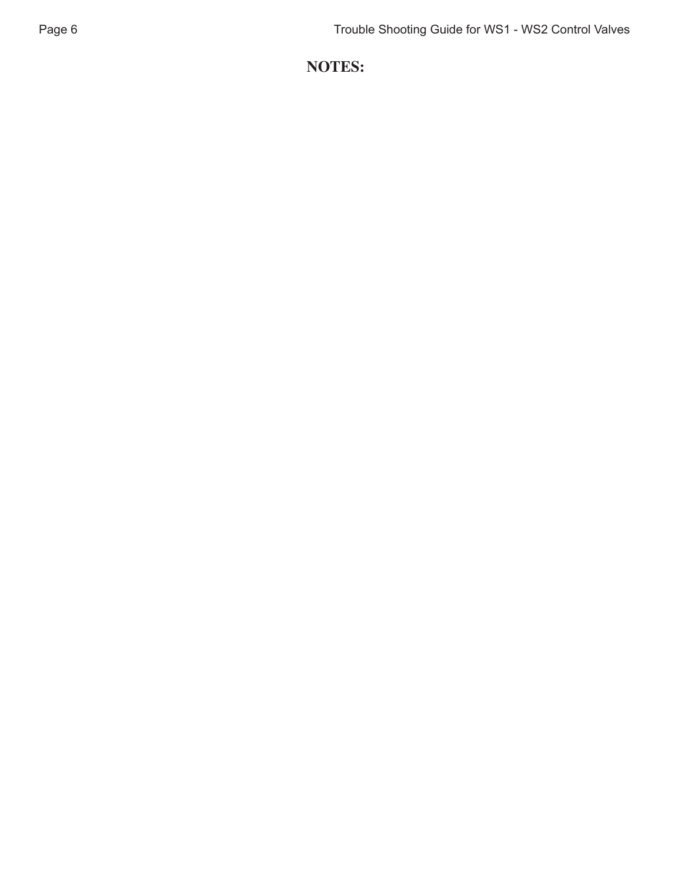# NOTES: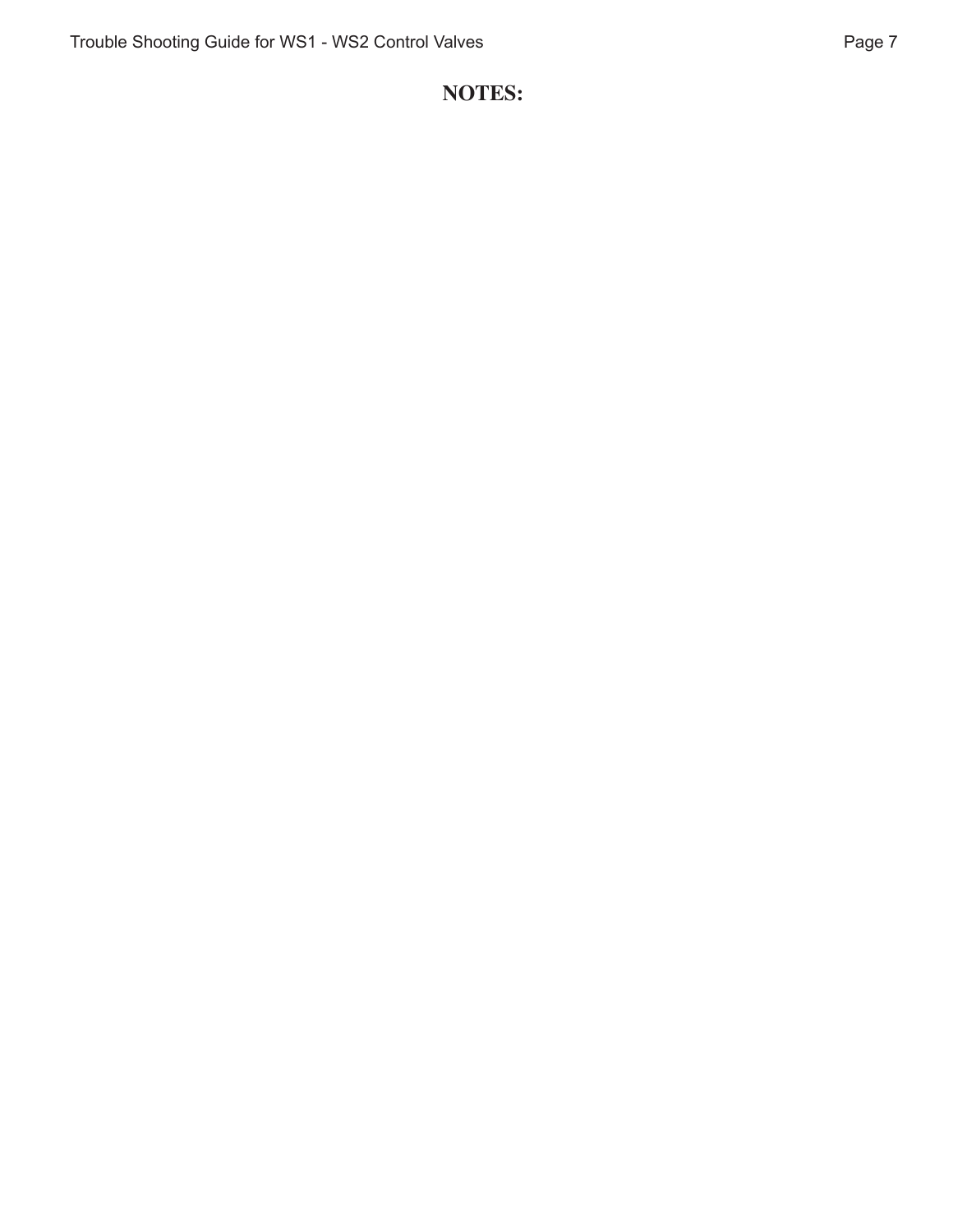# NOTES: